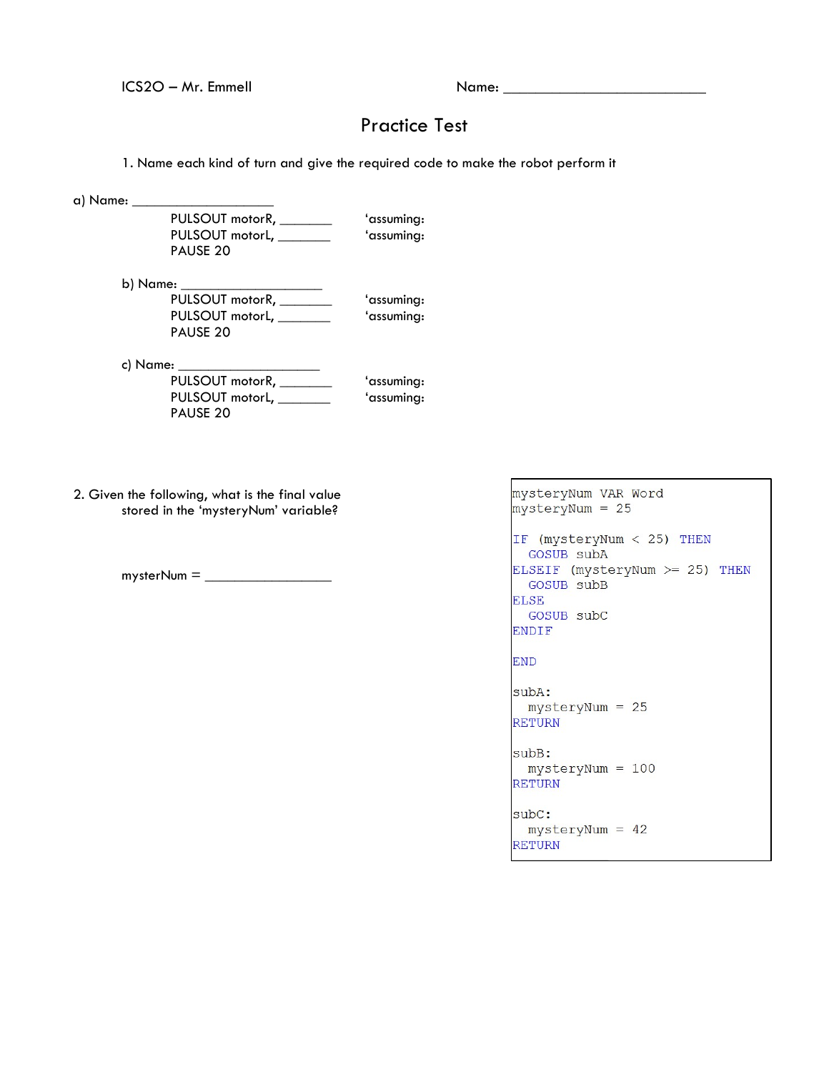ICS2O – Mr. Emmell                                        Name: ___________________________

# Practice Test

1. Name each kind of turn and give the required code to make the robot perform it

a) Name: ____________________

PULSOUT motorR, _______        'assuming:
PULSOUT motorL, _______        'assuming:
PAUSE 20

b) Name: ____________________

PULSOUT motorR, _______        'assuming:
PULSOUT motorL, _______        'assuming:
PAUSE 20

c) Name: ____________________

PULSOUT motorR, _______        'assuming:
PULSOUT motorL, _______        'assuming:
PAUSE 20

2. Given the following, what is the final value stored in the 'mysteryNum' variable?

mysterNum = _________________

```
mysteryNum VAR Word
mysteryNum = 25

IF (mysteryNum < 25) THEN
  GOSUB subA
ELSEIF (mysteryNum >= 25) THEN
  GOSUB subB
ELSE
  GOSUB subC
ENDIF

END

subA:
  mysteryNum = 25
RETURN

subB:
  mysteryNum = 100
RETURN

subC:
  mysteryNum = 42
RETURN
```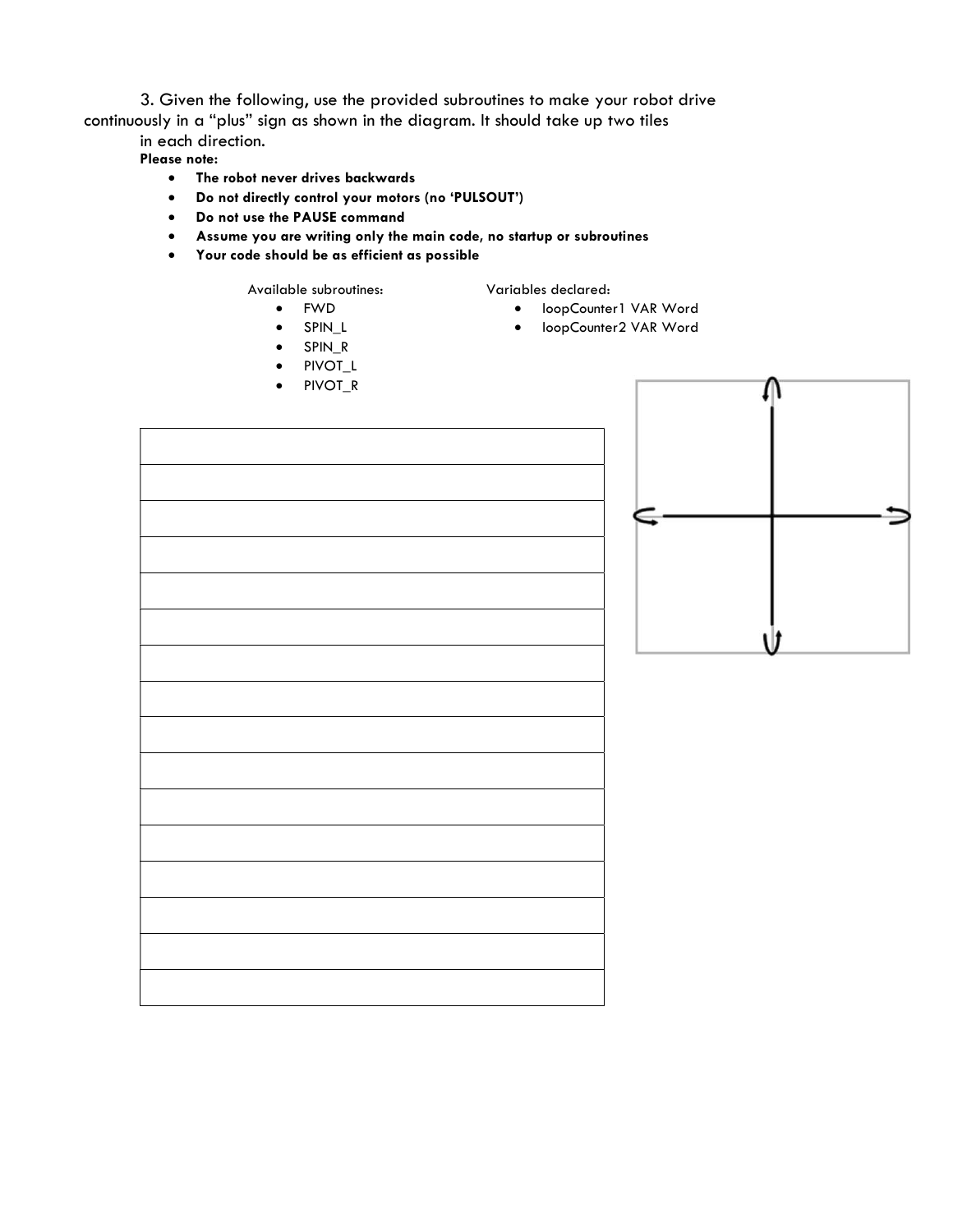3. Given the following, use the provided subroutines to make your robot drive continuously in a "plus" sign as shown in the diagram. It should take up two tiles in each direction.

**Please note:**

- **The robot never drives backwards**
- **Do not directly control your motors (no 'PULSOUT')**
- **Do not use the PAUSE command**
- **Assume you are writing only the main code, no startup or subroutines**
- **Your code should be as efficient as possible**

Available subroutines:

- FWD
- SPIN_L
- SPIN_R
- PIVOT_L
- PIVOT_R

Variables declared:

- loopCounter1 VAR Word
- loopCounter2 VAR Word

| |
|---|
| |
| |
| |
| |
| |
| |
| |
| |
| |
| |
| |
| |
| |
| |
| |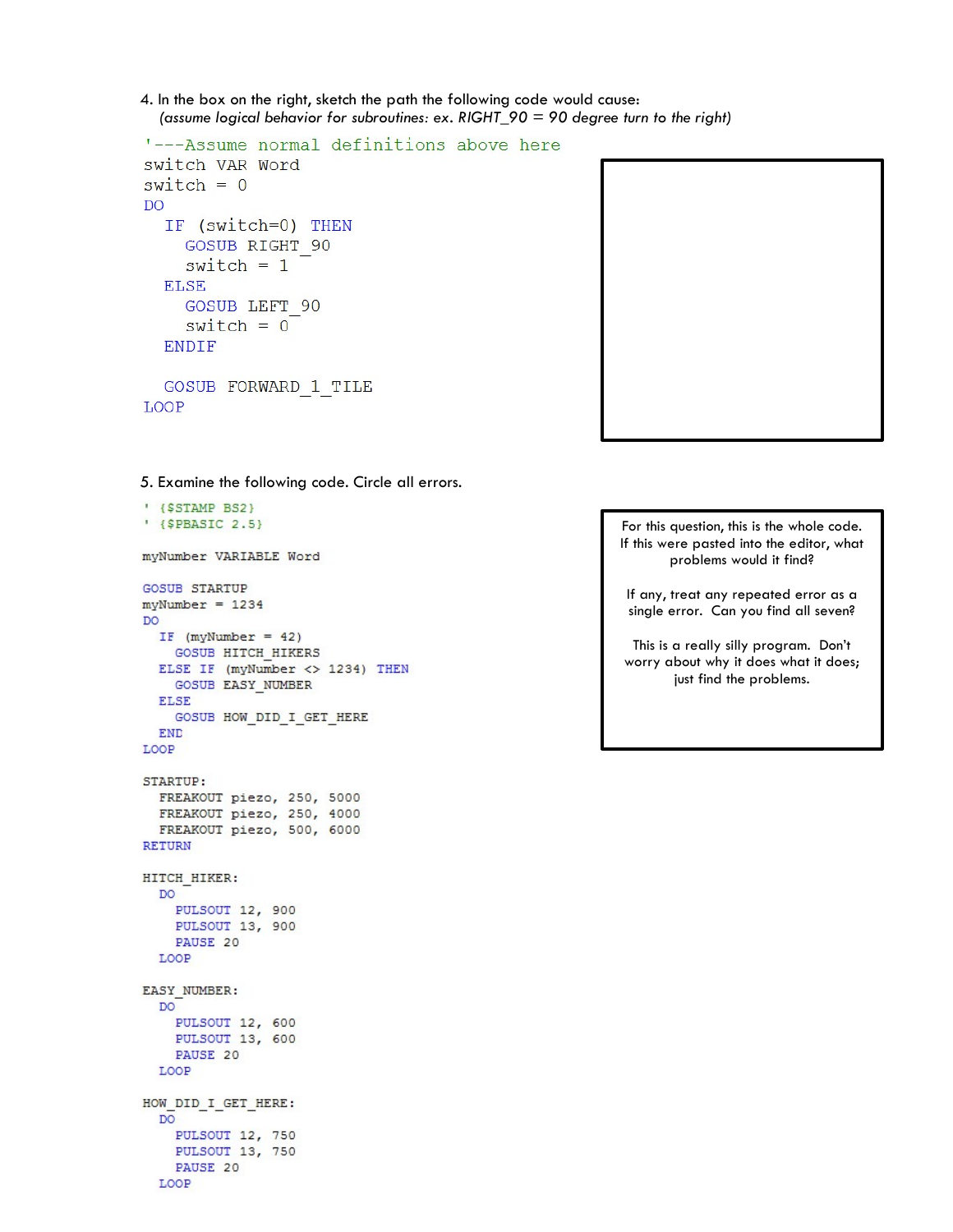4. In the box on the right, sketch the path the following code would cause:
   *(assume logical behavior for subroutines: ex. RIGHT_90 = 90 degree turn to the right)*

```
'---Assume normal definitions above here
switch VAR Word
switch = 0
DO
  IF (switch=0) THEN
    GOSUB RIGHT_90
    switch = 1
  ELSE
    GOSUB LEFT_90
    switch = 0
  ENDIF

  GOSUB FORWARD_1_TILE
LOOP
```

5. Examine the following code. Circle all errors.

```
' {$STAMP BS2}
' {$PBASIC 2.5}

myNumber VARIABLE Word

GOSUB STARTUP
myNumber = 1234
DO
  IF (myNumber = 42)
    GOSUB HITCH_HIKERS
  ELSE IF (myNumber <> 1234) THEN
    GOSUB EASY_NUMBER
  ELSE
    GOSUB HOW_DID_I_GET_HERE
  END
LOOP

STARTUP:
  FREAKOUT piezo, 250, 5000
  FREAKOUT piezo, 250, 4000
  FREAKOUT piezo, 500, 6000
RETURN

HITCH_HIKER:
  DO
    PULSOUT 12, 900
    PULSOUT 13, 900
    PAUSE 20
  LOOP

EASY_NUMBER:
  DO
    PULSOUT 12, 600
    PULSOUT 13, 600
    PAUSE 20
  LOOP

HOW_DID_I_GET_HERE:
  DO
    PULSOUT 12, 750
    PULSOUT 13, 750
    PAUSE 20
  LOOP
```

For this question, this is the whole code. If this were pasted into the editor, what problems would it find?

If any, treat any repeated error as a single error. Can you find all seven?

This is a really silly program. Don't worry about why it does what it does; just find the problems.